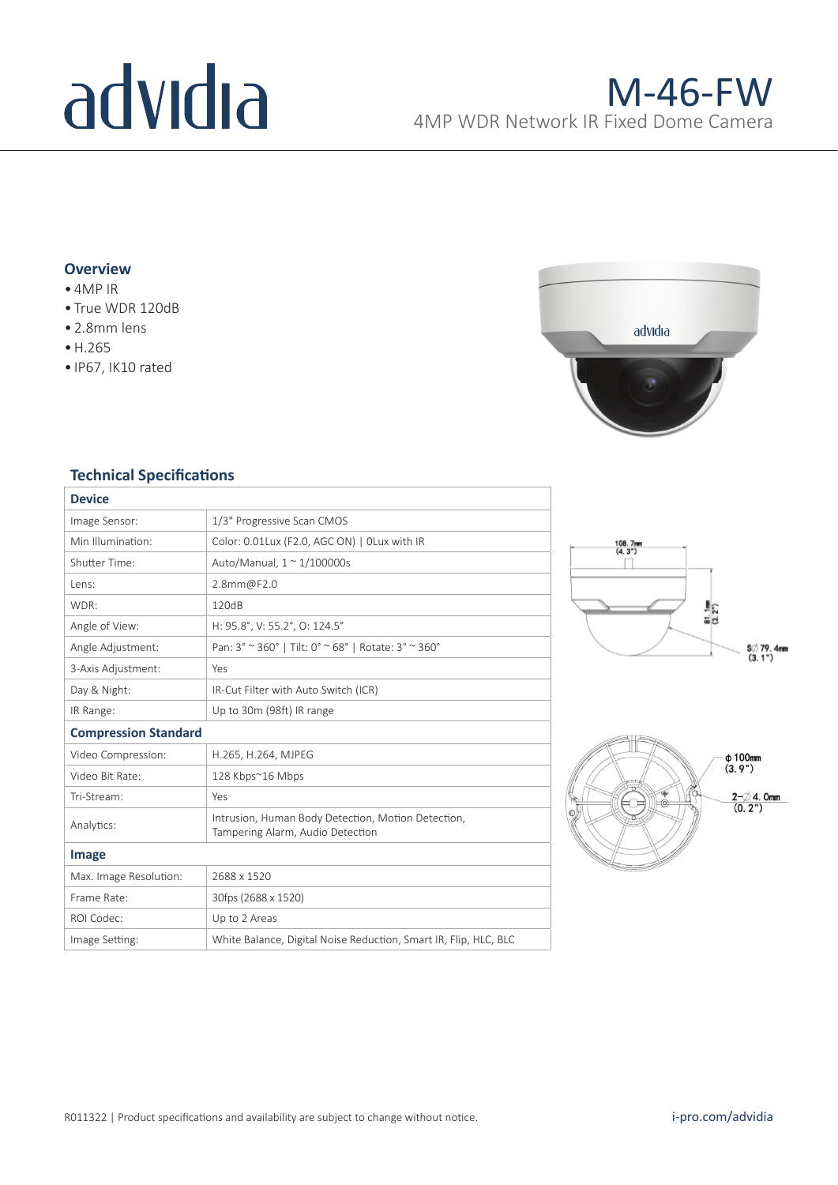# advidia

## M-46-FW

4MP WDR Network IR Fixed Dome Camera

### Overview

- 4MP IR
- True WDR 120dB
- 2.8mm lens
- H.265
- IP67, IK10 rated

### Technical Specifications

| Device | |
|---|---|
| Image Sensor: | 1/3" Progressive Scan CMOS |
| Min Illumination: | Color: 0.01Lux (F2.0, AGC ON) \| 0Lux with IR |
| Shutter Time: | Auto/Manual, 1 ~ 1/100000s |
| Lens: | 2.8mm@F2.0 |
| WDR: | 120dB |
| Angle of View: | H: 95.8°, V: 55.2°, O: 124.5° |
| Angle Adjustment: | Pan: 3° ~ 360° \| Tilt: 0° ~ 68° \| Rotate: 3° ~ 360° |
| 3-Axis Adjustment: | Yes |
| Day & Night: | IR-Cut Filter with Auto Switch (ICR) |
| IR Range: | Up to 30m (98ft) IR range |
| **Compression Standard** | |
| Video Compression: | H.265, H.264, MJPEG |
| Video Bit Rate: | 128 Kbps~16 Mbps |
| Tri-Stream: | Yes |
| Analytics: | Intrusion, Human Body Detection, Motion Detection, Tampering Alarm, Audio Detection |
| **Image** | |
| Max. Image Resolution: | 2688 x 1520 |
| Frame Rate: | 30fps (2688 x 1520) |
| ROI Codec: | Up to 2 Areas |
| Image Setting: | White Balance, Digital Noise Reduction, Smart IR, Flip, HLC, BLC |

108.7mm (4.3")

81.1mm (3.2")

S∅79.4mm (3.1")

ϕ100mm (3.9")

2-∅4.0mm (0.2")

R011322 | Product specifications and availability are subject to change without notice.

i-pro.com/advidia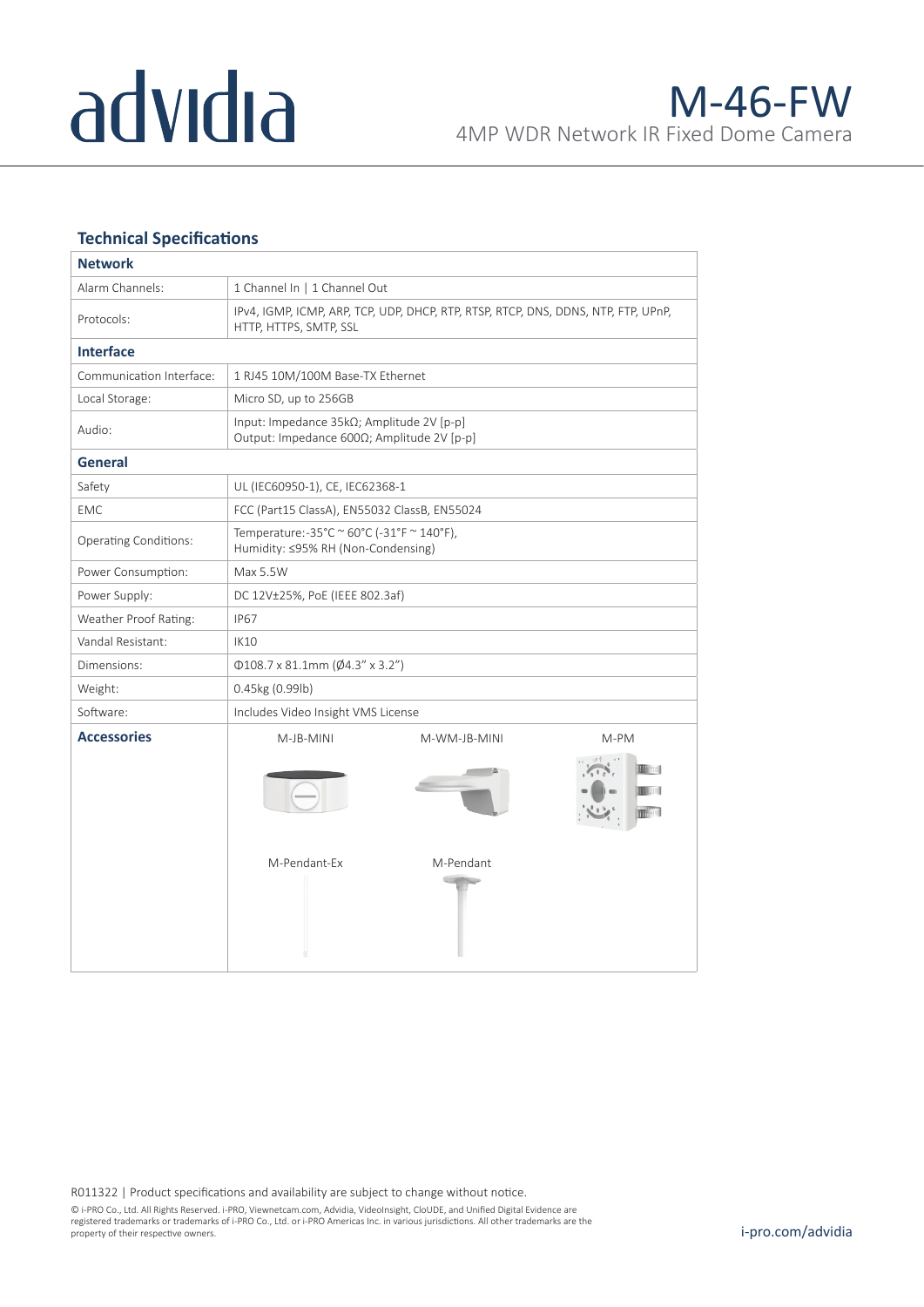# advidia

## M-46-FW

4MP WDR Network IR Fixed Dome Camera

### Technical Specifications

| | |
|---|---|
| **Network** | |
| Alarm Channels: | 1 Channel In \| 1 Channel Out |
| Protocols: | IPv4, IGMP, ICMP, ARP, TCP, UDP, DHCP, RTP, RTSP, RTCP, DNS, DDNS, NTP, FTP, UPnP, HTTP, HTTPS, SMTP, SSL |
| **Interface** | |
| Communication Interface: | 1 RJ45 10M/100M Base-TX Ethernet |
| Local Storage: | Micro SD, up to 256GB |
| Audio: | Input: Impedance 35kΩ; Amplitude 2V [p-p]<br>Output: Impedance 600Ω; Amplitude 2V [p-p] |
| **General** | |
| Safety | UL (IEC60950-1), CE, IEC62368-1 |
| EMC | FCC (Part15 ClassA), EN55032 ClassB, EN55024 |
| Operating Conditions: | Temperature:-35°C ~ 60°C (-31°F ~ 140°F),<br>Humidity: ≤95% RH (Non-Condensing) |
| Power Consumption: | Max 5.5W |
| Power Supply: | DC 12V±25%, PoE (IEEE 802.3af) |
| Weather Proof Rating: | IP67 |
| Vandal Resistant: | IK10 |
| Dimensions: | Φ108.7 x 81.1mm (Ø4.3" x 3.2") |
| Weight: | 0.45kg (0.99lb) |
| Software: | Includes Video Insight VMS License |
| **Accessories** | M-JB-MINI, M-WM-JB-MINI, M-PM, M-Pendant-Ex, M-Pendant |

R011322 | Product specifications and availability are subject to change without notice.

© i-PRO Co., Ltd. All Rights Reserved. i-PRO, Viewnetcam.com, Advidia, VideoInsight, CloUDE, and Unified Digital Evidence are registered trademarks or trademarks of i-PRO Co., Ltd. or i-PRO Americas Inc. in various jurisdictions. All other trademarks are the property of their respective owners.

i-pro.com/advidia